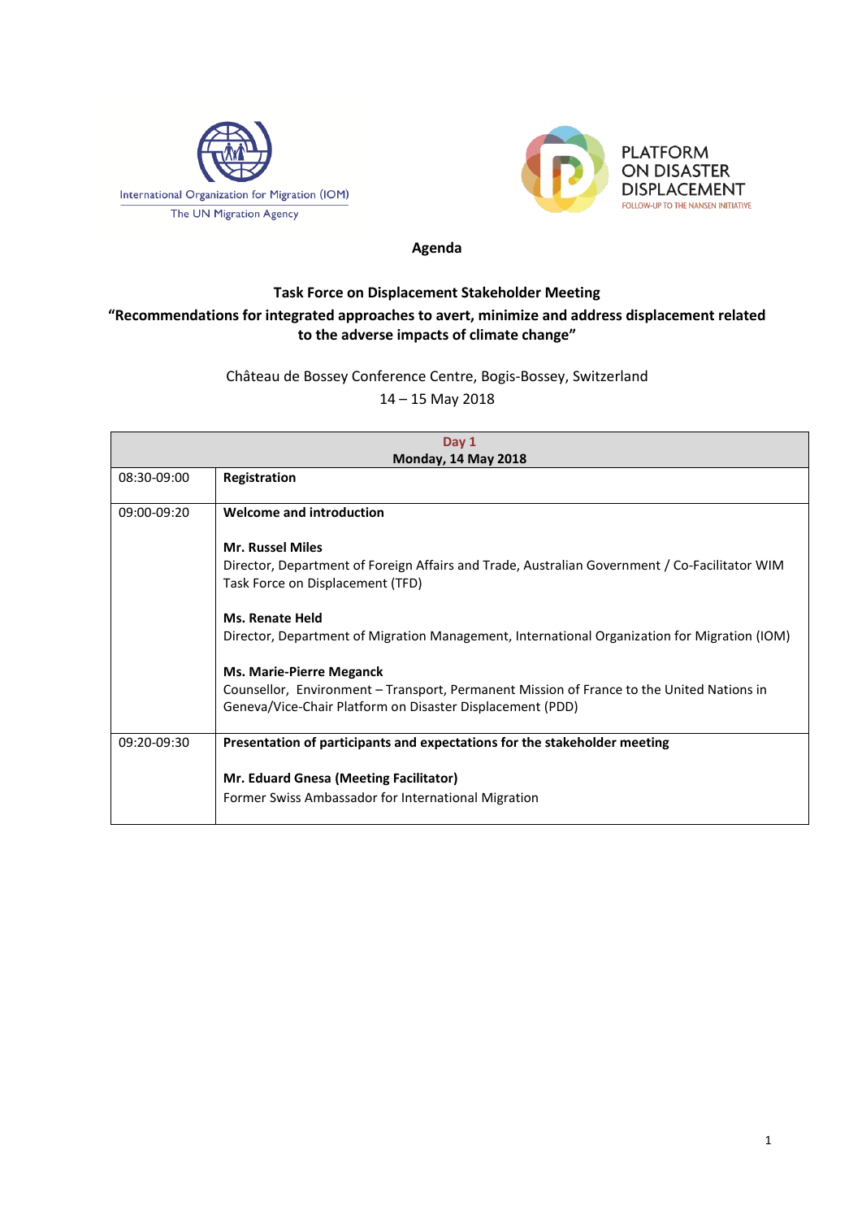International Organization for Migration (IOM)
The UN Migration Agency

PLATFORM ON DISASTER DISPLACEMENT
FOLLOW-UP TO THE NANSEN INITIATIVE

**Agenda**

**Task Force on Displacement Stakeholder Meeting**
**“Recommendations for integrated approaches to avert, minimize and address displacement related to the adverse impacts of climate change”**

Château de Bossey Conference Centre, Bogis-Bossey, Switzerland
14 – 15 May 2018

| **Day 1** **Monday, 14 May 2018** | |
|---|---|
| 08:30-09:00 | **Registration** |
| 09:00-09:20 | **Welcome and introduction**<br><br>**Mr. Russel Miles**<br>Director, Department of Foreign Affairs and Trade, Australian Government / Co-Facilitator WIM Task Force on Displacement (TFD)<br><br>**Ms. Renate Held**<br>Director, Department of Migration Management, International Organization for Migration (IOM)<br><br>**Ms. Marie-Pierre Meganck**<br>Counsellor, Environment – Transport, Permanent Mission of France to the United Nations in Geneva/Vice-Chair Platform on Disaster Displacement (PDD) |
| 09:20-09:30 | **Presentation of participants and expectations for the stakeholder meeting**<br><br>**Mr. Eduard Gnesa (Meeting Facilitator)**<br>Former Swiss Ambassador for International Migration |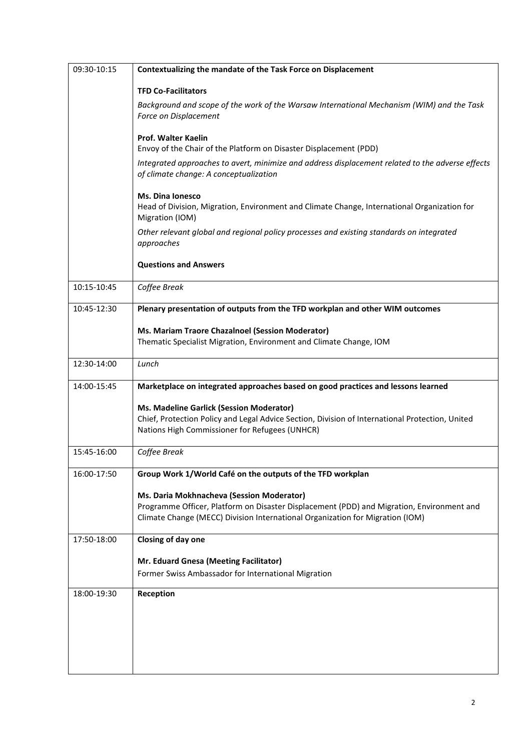| | |
|---|---|
| 09:30-10:15 | **Contextualizing the mandate of the Task Force on Displacement**<br><br>**TFD Co-Facilitators**<br>*Background and scope of the work of the Warsaw International Mechanism (WIM) and the Task Force on Displacement*<br><br>**Prof. Walter Kaelin**<br>Envoy of the Chair of the Platform on Disaster Displacement (PDD)<br>*Integrated approaches to avert, minimize and address displacement related to the adverse effects of climate change: A conceptualization*<br><br>**Ms. Dina Ionesco**<br>Head of Division, Migration, Environment and Climate Change, International Organization for Migration (IOM)<br>*Other relevant global and regional policy processes and existing standards on integrated approaches*<br><br>**Questions and Answers** |
| 10:15-10:45 | *Coffee Break* |
| 10:45-12:30 | **Plenary presentation of outputs from the TFD workplan and other WIM outcomes**<br><br>**Ms. Mariam Traore Chazalnoel (Session Moderator)**<br>Thematic Specialist Migration, Environment and Climate Change, IOM |
| 12:30-14:00 | *Lunch* |
| 14:00-15:45 | **Marketplace on integrated approaches based on good practices and lessons learned**<br><br>**Ms. Madeline Garlick (Session Moderator)**<br>Chief, Protection Policy and Legal Advice Section, Division of International Protection, United Nations High Commissioner for Refugees (UNHCR) |
| 15:45-16:00 | *Coffee Break* |
| 16:00-17:50 | **Group Work 1/World Café on the outputs of the TFD workplan**<br><br>**Ms. Daria Mokhnacheva (Session Moderator)**<br>Programme Officer, Platform on Disaster Displacement (PDD) and Migration, Environment and Climate Change (MECC) Division International Organization for Migration (IOM) |
| 17:50-18:00 | **Closing of day one**<br><br>**Mr. Eduard Gnesa (Meeting Facilitator)**<br>Former Swiss Ambassador for International Migration |
| 18:00-19:30 | **Reception** |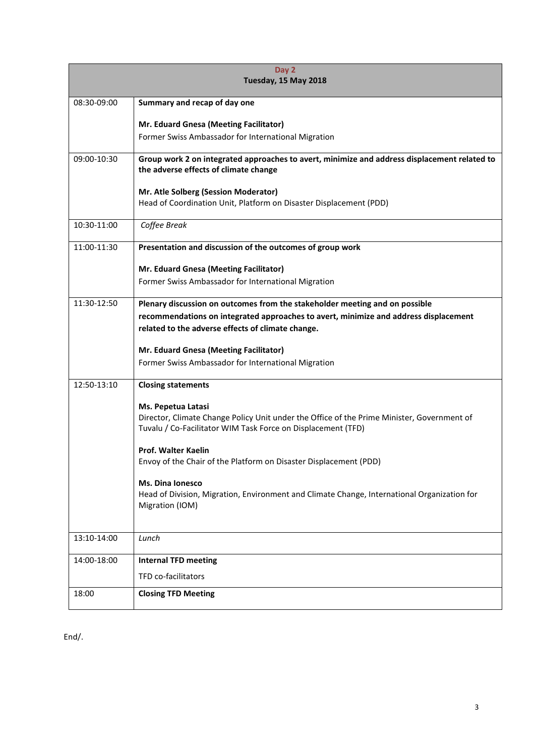| Day 2<br>Tuesday, 15 May 2018 | |
|---|---|
| 08:30-09:00 | **Summary and recap of day one**<br><br>**Mr. Eduard Gnesa (Meeting Facilitator)**<br>Former Swiss Ambassador for International Migration |
| 09:00-10:30 | **Group work 2 on integrated approaches to avert, minimize and address displacement related to the adverse effects of climate change**<br><br>**Mr. Atle Solberg (Session Moderator)**<br>Head of Coordination Unit, Platform on Disaster Displacement (PDD) |
| 10:30-11:00 | *Coffee Break* |
| 11:00-11:30 | **Presentation and discussion of the outcomes of group work**<br><br>**Mr. Eduard Gnesa (Meeting Facilitator)**<br>Former Swiss Ambassador for International Migration |
| 11:30-12:50 | **Plenary discussion on outcomes from the stakeholder meeting and on possible recommendations on integrated approaches to avert, minimize and address displacement related to the adverse effects of climate change.**<br><br>**Mr. Eduard Gnesa (Meeting Facilitator)**<br>Former Swiss Ambassador for International Migration |
| 12:50-13:10 | **Closing statements**<br><br>**Ms. Pepetua Latasi**<br>Director, Climate Change Policy Unit under the Office of the Prime Minister, Government of Tuvalu / Co-Facilitator WIM Task Force on Displacement (TFD)<br><br>**Prof. Walter Kaelin**<br>Envoy of the Chair of the Platform on Disaster Displacement (PDD)<br><br>**Ms. Dina Ionesco**<br>Head of Division, Migration, Environment and Climate Change, International Organization for Migration (IOM) |
| 13:10-14:00 | *Lunch* |
| 14:00-18:00 | **Internal TFD meeting**<br>TFD co-facilitators |
| 18:00 | **Closing TFD Meeting** |

End/.